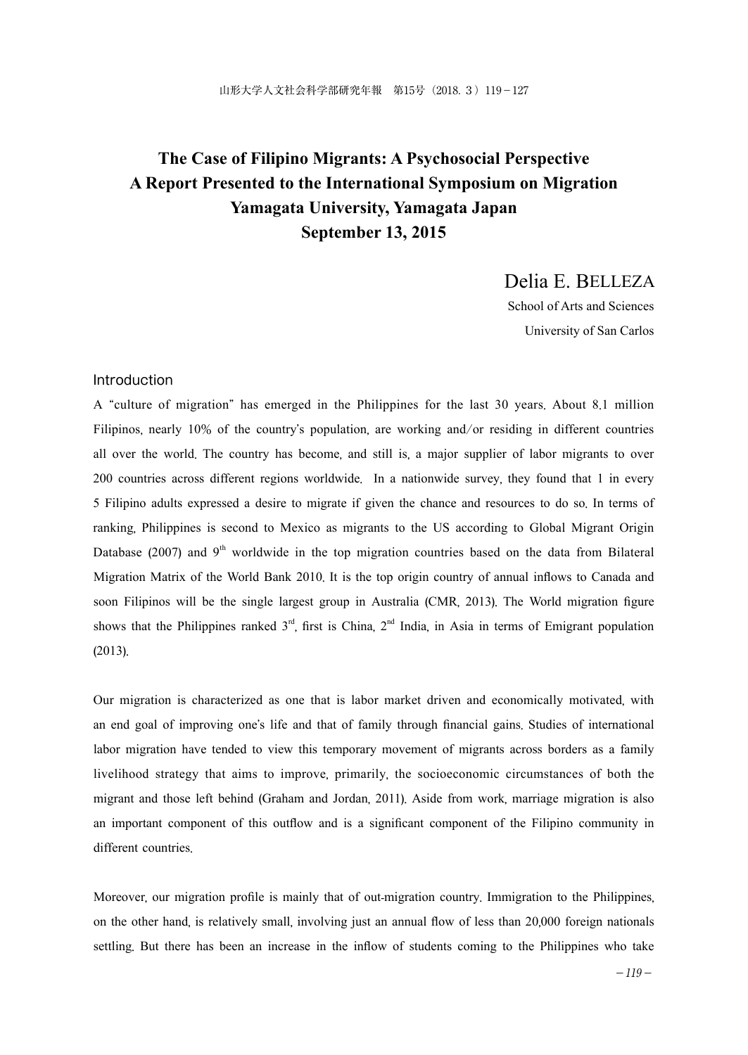# The Case of Filipino Migrants: A Psychosocial Perspective
# A Report Presented to the International Symposium on Migration
# Yamagata University, Yamagata Japan
# September 13, 2015

Delia E. BELLEZA

School of Arts and Sciences

University of San Carlos

## Introduction

A "culture of migration" has emerged in the Philippines for the last 30 years. About 8.1 million Filipinos, nearly 10% of the country's population, are working and/or residing in different countries all over the world. The country has become, and still is, a major supplier of labor migrants to over 200 countries across different regions worldwide. In a nationwide survey, they found that 1 in every 5 Filipino adults expressed a desire to migrate if given the chance and resources to do so. In terms of ranking, Philippines is second to Mexico as migrants to the US according to Global Migrant Origin Database (2007) and 9th worldwide in the top migration countries based on the data from Bilateral Migration Matrix of the World Bank 2010. It is the top origin country of annual inflows to Canada and soon Filipinos will be the single largest group in Australia (CMR, 2013). The World migration figure shows that the Philippines ranked 3rd, first is China, 2nd India, in Asia in terms of Emigrant population (2013).

Our migration is characterized as one that is labor market driven and economically motivated, with an end goal of improving one's life and that of family through financial gains. Studies of international labor migration have tended to view this temporary movement of migrants across borders as a family livelihood strategy that aims to improve, primarily, the socioeconomic circumstances of both the migrant and those left behind (Graham and Jordan, 2011). Aside from work, marriage migration is also an important component of this outflow and is a significant component of the Filipino community in different countries.

Moreover, our migration profile is mainly that of out-migration country. Immigration to the Philippines, on the other hand, is relatively small, involving just an annual flow of less than 20,000 foreign nationals settling. But there has been an increase in the inflow of students coming to the Philippines who take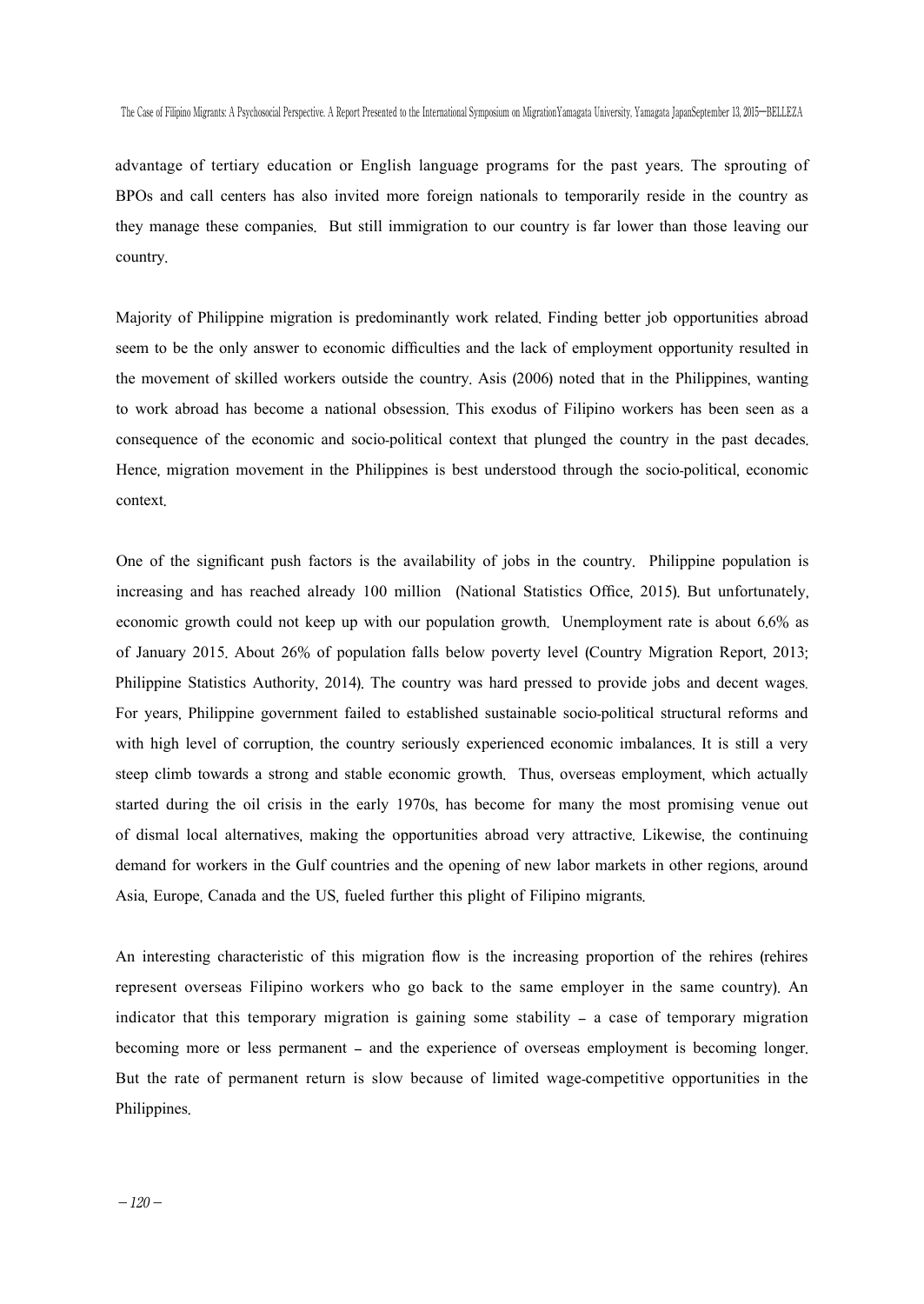advantage of tertiary education or English language programs for the past years. The sprouting of BPOs and call centers has also invited more foreign nationals to temporarily reside in the country as they manage these companies. But still immigration to our country is far lower than those leaving our country.

Majority of Philippine migration is predominantly work related. Finding better job opportunities abroad seem to be the only answer to economic difficulties and the lack of employment opportunity resulted in the movement of skilled workers outside the country. Asis (2006) noted that in the Philippines, wanting to work abroad has become a national obsession. This exodus of Filipino workers has been seen as a consequence of the economic and socio-political context that plunged the country in the past decades. Hence, migration movement in the Philippines is best understood through the socio-political, economic context.

One of the significant push factors is the availability of jobs in the country. Philippine population is increasing and has reached already 100 million (National Statistics Office, 2015). But unfortunately, economic growth could not keep up with our population growth. Unemployment rate is about 6.6% as of January 2015. About 26% of population falls below poverty level (Country Migration Report, 2013; Philippine Statistics Authority, 2014). The country was hard pressed to provide jobs and decent wages. For years, Philippine government failed to established sustainable socio-political structural reforms and with high level of corruption, the country seriously experienced economic imbalances. It is still a very steep climb towards a strong and stable economic growth. Thus, overseas employment, which actually started during the oil crisis in the early 1970s, has become for many the most promising venue out of dismal local alternatives, making the opportunities abroad very attractive. Likewise, the continuing demand for workers in the Gulf countries and the opening of new labor markets in other regions, around Asia, Europe, Canada and the US, fueled further this plight of Filipino migrants.

An interesting characteristic of this migration flow is the increasing proportion of the rehires (rehires represent overseas Filipino workers who go back to the same employer in the same country). An indicator that this temporary migration is gaining some stability – a case of temporary migration becoming more or less permanent – and the experience of overseas employment is becoming longer. But the rate of permanent return is slow because of limited wage-competitive opportunities in the Philippines.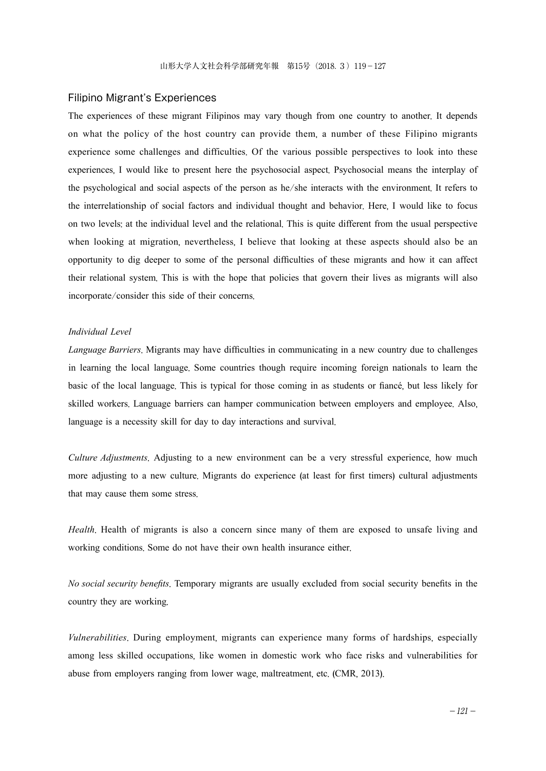## Filipino Migrant's Experiences

The experiences of these migrant Filipinos may vary though from one country to another. It depends on what the policy of the host country can provide them, a number of these Filipino migrants experience some challenges and difficulties. Of the various possible perspectives to look into these experiences, I would like to present here the psychosocial aspect. Psychosocial means the interplay of the psychological and social aspects of the person as he/she interacts with the environment. It refers to the interrelationship of social factors and individual thought and behavior. Here, I would like to focus on two levels: at the individual level and the relational. This is quite different from the usual perspective when looking at migration, nevertheless, I believe that looking at these aspects should also be an opportunity to dig deeper to some of the personal difficulties of these migrants and how it can affect their relational system. This is with the hope that policies that govern their lives as migrants will also incorporate/consider this side of their concerns.

### *Individual Level*

*Language Barriers*. Migrants may have difficulties in communicating in a new country due to challenges in learning the local language. Some countries though require incoming foreign nationals to learn the basic of the local language. This is typical for those coming in as students or fiancé, but less likely for skilled workers. Language barriers can hamper communication between employers and employee. Also, language is a necessity skill for day to day interactions and survival.

*Culture Adjustments*. Adjusting to a new environment can be a very stressful experience, how much more adjusting to a new culture. Migrants do experience (at least for first timers) cultural adjustments that may cause them some stress.

*Health*. Health of migrants is also a concern since many of them are exposed to unsafe living and working conditions. Some do not have their own health insurance either.

*No social security benefits*. Temporary migrants are usually excluded from social security benefits in the country they are working.

*Vulnerabilities*. During employment, migrants can experience many forms of hardships, especially among less skilled occupations, like women in domestic work who face risks and vulnerabilities for abuse from employers ranging from lower wage, maltreatment, etc. (CMR, 2013).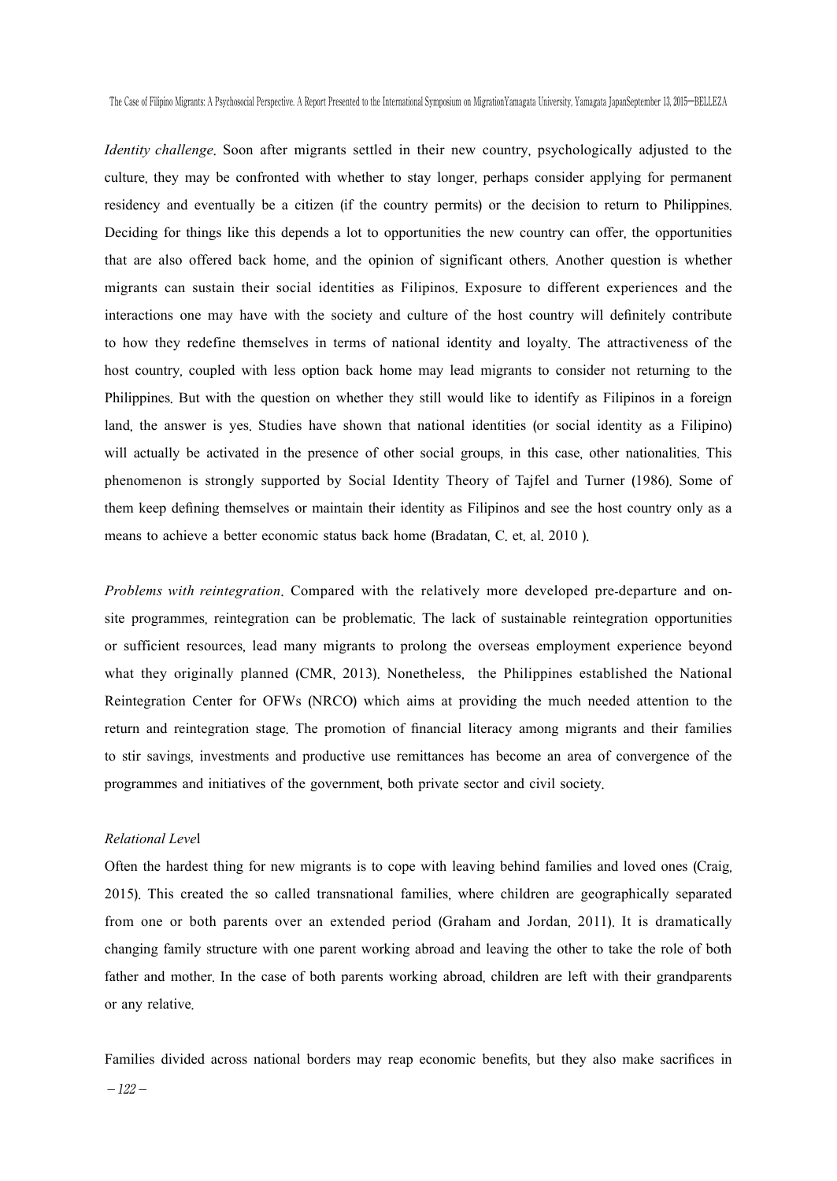*Identity challenge*. Soon after migrants settled in their new country, psychologically adjusted to the culture, they may be confronted with whether to stay longer, perhaps consider applying for permanent residency and eventually be a citizen (if the country permits) or the decision to return to Philippines. Deciding for things like this depends a lot to opportunities the new country can offer, the opportunities that are also offered back home, and the opinion of significant others. Another question is whether migrants can sustain their social identities as Filipinos. Exposure to different experiences and the interactions one may have with the society and culture of the host country will definitely contribute to how they redefine themselves in terms of national identity and loyalty. The attractiveness of the host country, coupled with less option back home may lead migrants to consider not returning to the Philippines. But with the question on whether they still would like to identify as Filipinos in a foreign land, the answer is yes. Studies have shown that national identities (or social identity as a Filipino) will actually be activated in the presence of other social groups, in this case, other nationalities. This phenomenon is strongly supported by Social Identity Theory of Tajfel and Turner (1986). Some of them keep defining themselves or maintain their identity as Filipinos and see the host country only as a means to achieve a better economic status back home (Bradatan, C. et. al. 2010 ).

*Problems with reintegration*. Compared with the relatively more developed pre-departure and on-site programmes, reintegration can be problematic. The lack of sustainable reintegration opportunities or sufficient resources, lead many migrants to prolong the overseas employment experience beyond what they originally planned (CMR, 2013). Nonetheless, the Philippines established the National Reintegration Center for OFWs (NRCO) which aims at providing the much needed attention to the return and reintegration stage. The promotion of financial literacy among migrants and their families to stir savings, investments and productive use remittances has become an area of convergence of the programmes and initiatives of the government, both private sector and civil society.

*Relational Level*

Often the hardest thing for new migrants is to cope with leaving behind families and loved ones (Craig, 2015). This created the so called transnational families, where children are geographically separated from one or both parents over an extended period (Graham and Jordan, 2011). It is dramatically changing family structure with one parent working abroad and leaving the other to take the role of both father and mother. In the case of both parents working abroad, children are left with their grandparents or any relative.

Families divided across national borders may reap economic benefits, but they also make sacrifices in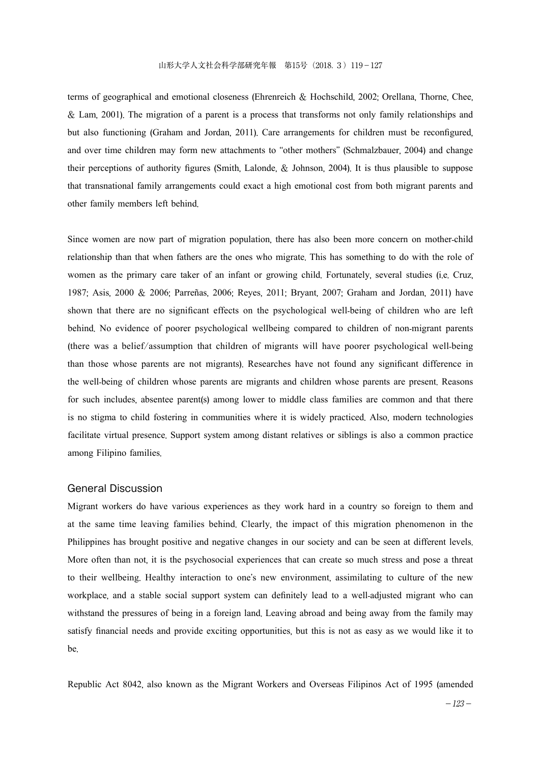terms of geographical and emotional closeness (Ehrenreich & Hochschild, 2002; Orellana, Thorne, Chee, & Lam, 2001). The migration of a parent is a process that transforms not only family relationships and but also functioning (Graham and Jordan, 2011). Care arrangements for children must be reconfigured, and over time children may form new attachments to "other mothers" (Schmalzbauer, 2004) and change their perceptions of authority figures (Smith, Lalonde, & Johnson, 2004). It is thus plausible to suppose that transnational family arrangements could exact a high emotional cost from both migrant parents and other family members left behind.

Since women are now part of migration population, there has also been more concern on mother-child relationship than that when fathers are the ones who migrate. This has something to do with the role of women as the primary care taker of an infant or growing child. Fortunately, several studies (i.e. Cruz, 1987; Asis, 2000 & 2006; Parreñas, 2006; Reyes, 2011; Bryant, 2007; Graham and Jordan, 2011) have shown that there are no significant effects on the psychological well-being of children who are left behind. No evidence of poorer psychological wellbeing compared to children of non-migrant parents (there was a belief/assumption that children of migrants will have poorer psychological well-being than those whose parents are not migrants). Researches have not found any significant difference in the well-being of children whose parents are migrants and children whose parents are present. Reasons for such includes, absentee parent(s) among lower to middle class families are common and that there is no stigma to child fostering in communities where it is widely practiced. Also, modern technologies facilitate virtual presence. Support system among distant relatives or siblings is also a common practice among Filipino families.

## General Discussion

Migrant workers do have various experiences as they work hard in a country so foreign to them and at the same time leaving families behind. Clearly, the impact of this migration phenomenon in the Philippines has brought positive and negative changes in our society and can be seen at different levels. More often than not, it is the psychosocial experiences that can create so much stress and pose a threat to their wellbeing. Healthy interaction to one's new environment, assimilating to culture of the new workplace, and a stable social support system can definitely lead to a well-adjusted migrant who can withstand the pressures of being in a foreign land. Leaving abroad and being away from the family may satisfy financial needs and provide exciting opportunities, but this is not as easy as we would like it to be.

Republic Act 8042, also known as the Migrant Workers and Overseas Filipinos Act of 1995 (amended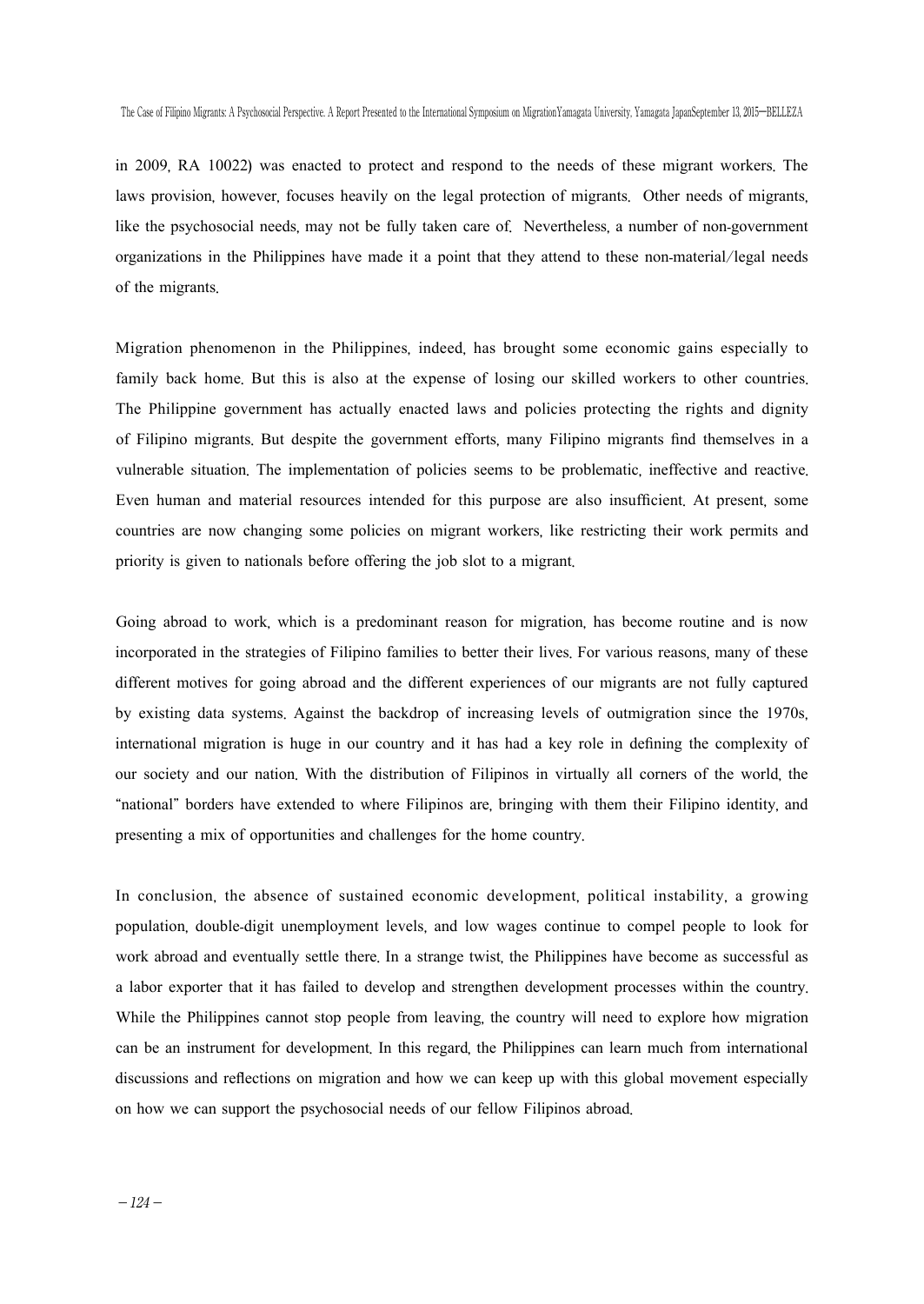in 2009, RA 10022) was enacted to protect and respond to the needs of these migrant workers. The laws provision, however, focuses heavily on the legal protection of migrants. Other needs of migrants, like the psychosocial needs, may not be fully taken care of. Nevertheless, a number of non-government organizations in the Philippines have made it a point that they attend to these non-material/legal needs of the migrants.

Migration phenomenon in the Philippines, indeed, has brought some economic gains especially to family back home. But this is also at the expense of losing our skilled workers to other countries. The Philippine government has actually enacted laws and policies protecting the rights and dignity of Filipino migrants. But despite the government efforts, many Filipino migrants find themselves in a vulnerable situation. The implementation of policies seems to be problematic, ineffective and reactive. Even human and material resources intended for this purpose are also insufficient. At present, some countries are now changing some policies on migrant workers, like restricting their work permits and priority is given to nationals before offering the job slot to a migrant.

Going abroad to work, which is a predominant reason for migration, has become routine and is now incorporated in the strategies of Filipino families to better their lives. For various reasons, many of these different motives for going abroad and the different experiences of our migrants are not fully captured by existing data systems. Against the backdrop of increasing levels of outmigration since the 1970s, international migration is huge in our country and it has had a key role in defining the complexity of our society and our nation. With the distribution of Filipinos in virtually all corners of the world, the "national" borders have extended to where Filipinos are, bringing with them their Filipino identity, and presenting a mix of opportunities and challenges for the home country.

In conclusion, the absence of sustained economic development, political instability, a growing population, double-digit unemployment levels, and low wages continue to compel people to look for work abroad and eventually settle there. In a strange twist, the Philippines have become as successful as a labor exporter that it has failed to develop and strengthen development processes within the country. While the Philippines cannot stop people from leaving, the country will need to explore how migration can be an instrument for development. In this regard, the Philippines can learn much from international discussions and reflections on migration and how we can keep up with this global movement especially on how we can support the psychosocial needs of our fellow Filipinos abroad.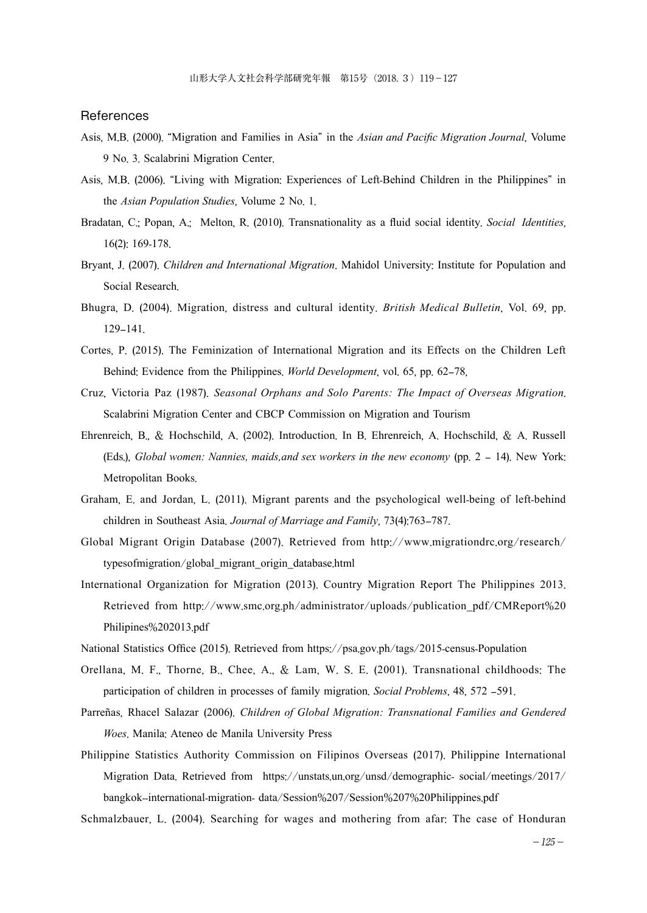## References

Asis, M.B. (2000). "Migration and Families in Asia" in the *Asian and Pacific Migration Journal*, Volume 9 No. 3. Scalabrini Migration Center.

Asis, M.B. (2006). "Living with Migration: Experiences of Left-Behind Children in the Philippines" in the *Asian Population Studies*, Volume 2 No. 1.

Bradatan, C.; Popan, A.; Melton, R. (2010). Transnationality as a fluid social identity. *Social Identities*, 16(2): 169-178.

Bryant, J. (2007). *Children and International Migration*. Mahidol University: Institute for Population and Social Research.

Bhugra, D. (2004). Migration, distress and cultural identity. *British Medical Bulletin*, Vol. 69, pp. 129–141.

Cortes, P. (2015). The Feminization of International Migration and its Effects on the Children Left Behind: Evidence from the Philippines. *World Development*, vol. 65, pp. 62–78,

Cruz, Victoria Paz (1987). *Seasonal Orphans and Solo Parents: The Impact of Overseas Migration*. Scalabrini Migration Center and CBCP Commission on Migration and Tourism

Ehrenreich, B., & Hochschild, A. (2002). Introduction. In B. Ehrenreich, A. Hochschild, & A. Russell (Eds.), *Global women: Nannies, maids,and sex workers in the new economy* (pp. 2 – 14). New York: Metropolitan Books.

Graham, E. and Jordan, L. (2011). Migrant parents and the psychological well-being of left-behind children in Southeast Asia. *Journal of Marriage and Family*, 73(4):763–787.

Global Migrant Origin Database (2007). Retrieved from http://www.migrationdrc.org/research/typesofmigration/global_migrant_origin_database.html

International Organization for Migration (2013). Country Migration Report The Philippines 2013. Retrieved from http://www.smc.org.ph/administrator/uploads/publication_pdf/CMReport%20Philipines%202013.pdf

National Statistics Office (2015). Retrieved from https://psa.gov.ph/tags/2015-census-Population

Orellana, M. F., Thorne, B., Chee, A., & Lam, W. S. E. (2001). Transnational childhoods: The participation of children in processes of family migration. *Social Problems*, 48, 572 –591.

Parreñas, Rhacel Salazar (2006). *Children of Global Migration: Transnational Families and Gendered Woes*. Manila: Ateneo de Manila University Press

Philippine Statistics Authority Commission on Filipinos Overseas (2017). Philippine International Migration Data. Retrieved from https://unstats.un.org/unsd/demographic- social/meetings/2017/bangkok--international-migration- data/Session%207/Session%207%20Philippines.pdf

Schmalzbauer, L. (2004). Searching for wages and mothering from afar: The case of Honduran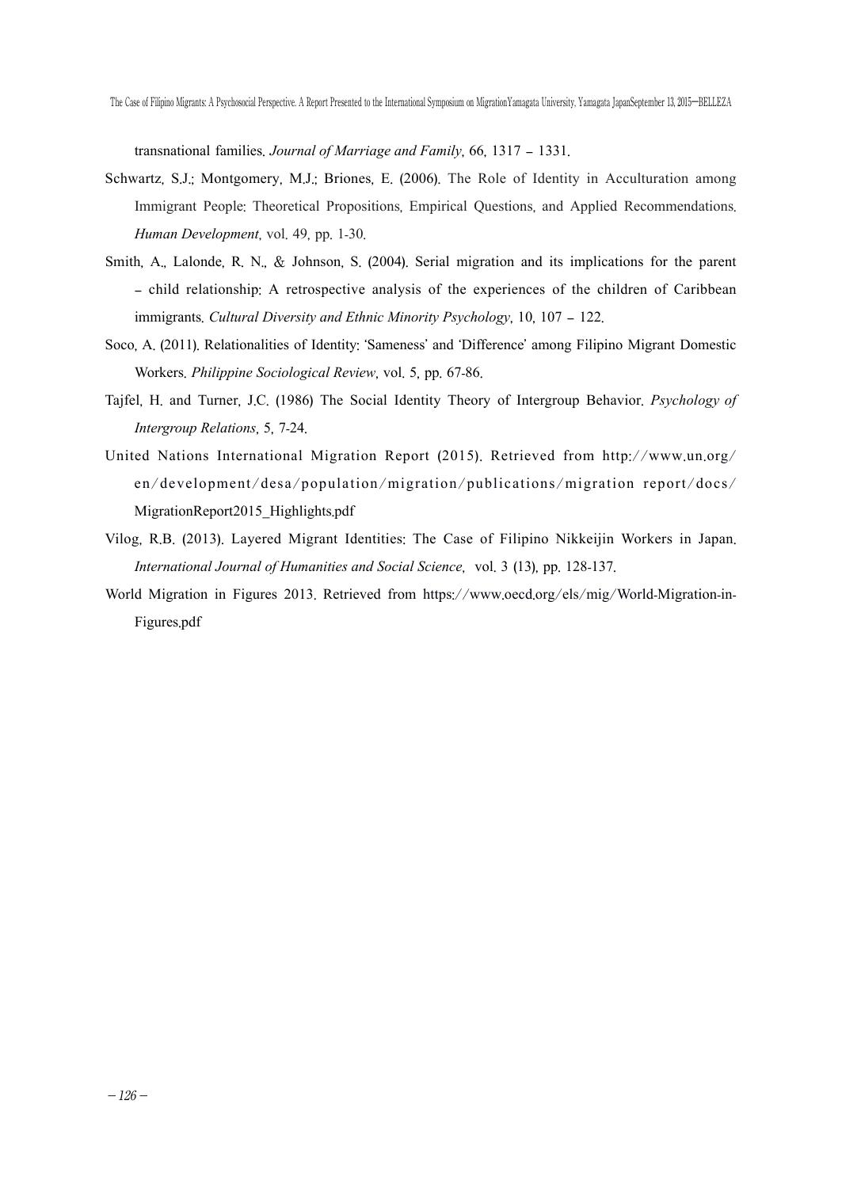transnational families. *Journal of Marriage and Family*, 66, 1317 – 1331.

Schwartz, S.J.; Montgomery, M.J.; Briones, E. (2006). The Role of Identity in Acculturation among Immigrant People: Theoretical Propositions, Empirical Questions, and Applied Recommendations. *Human Development*, vol. 49, pp. 1-30.

Smith, A., Lalonde, R. N., & Johnson, S. (2004). Serial migration and its implications for the parent – child relationship: A retrospective analysis of the experiences of the children of Caribbean immigrants. *Cultural Diversity and Ethnic Minority Psychology*, 10, 107 – 122.

Soco, A. (2011). Relationalities of Identity: 'Sameness' and 'Difference' among Filipino Migrant Domestic Workers. *Philippine Sociological Review*, vol. 5, pp. 67-86.

Tajfel, H. and Turner, J.C. (1986) The Social Identity Theory of Intergroup Behavior. *Psychology of Intergroup Relations*, 5, 7-24.

United Nations International Migration Report (2015). Retrieved from http://www.un.org/en/development/desa/population/migration/publications/migration report/docs/MigrationReport2015_Highlights.pdf

Vilog, R.B. (2013). Layered Migrant Identities: The Case of Filipino Nikkeijin Workers in Japan. *International Journal of Humanities and Social Science*, vol. 3 (13), pp. 128-137.

World Migration in Figures 2013. Retrieved from https://www.oecd.org/els/mig/World-Migration-in-Figures.pdf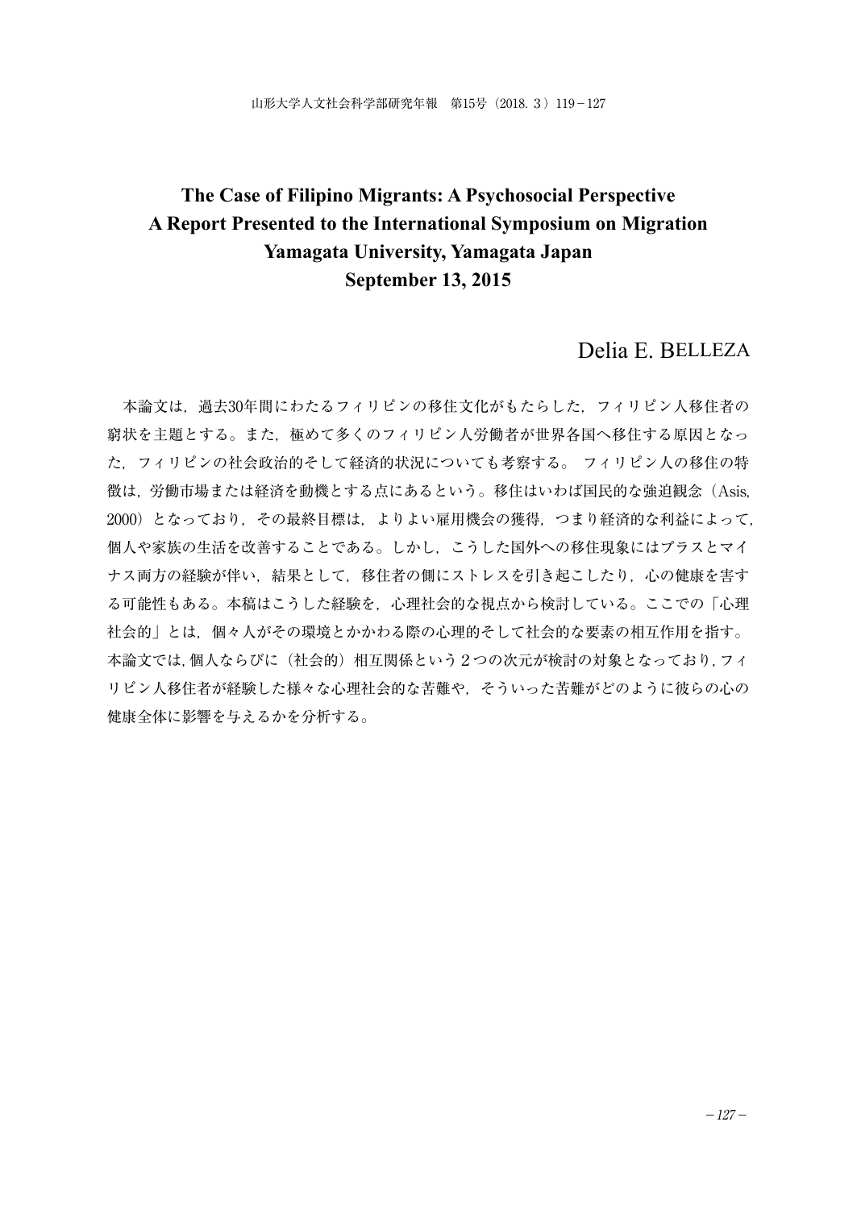# The Case of Filipino Migrants: A Psychosocial Perspective
# A Report Presented to the International Symposium on Migration
# Yamagata University, Yamagata Japan
# September 13, 2015

Delia E. BELLEZA

本論文は，過去30年間にわたるフィリピンの移住文化がもたらした，フィリピン人移住者の窮状を主題とする。また，極めて多くのフィリピン人労働者が世界各国へ移住する原因となった，フィリピンの社会政治的そして経済的状況についても考察する。 フィリピン人の移住の特徴は，労働市場または経済を動機とする点にあるという。移住はいわば国民的な強迫観念（Asis, 2000）となっており，その最終目標は，よりよい雇用機会の獲得，つまり経済的な利益によって，個人や家族の生活を改善することである。しかし，こうした国外への移住現象にはプラスとマイナス両方の経験が伴い，結果として，移住者の側にストレスを引き起こしたり，心の健康を害する可能性もある。本稿はこうした経験を，心理社会的な視点から検討している。ここでの「心理社会的」とは，個々人がその環境とかかわる際の心理的そして社会的な要素の相互作用を指す。本論文では，個人ならびに（社会的）相互関係という２つの次元が検討の対象となっており，フィリピン人移住者が経験した様々な心理社会的な苦難や，そういった苦難がどのように彼らの心の健康全体に影響を与えるかを分析する。